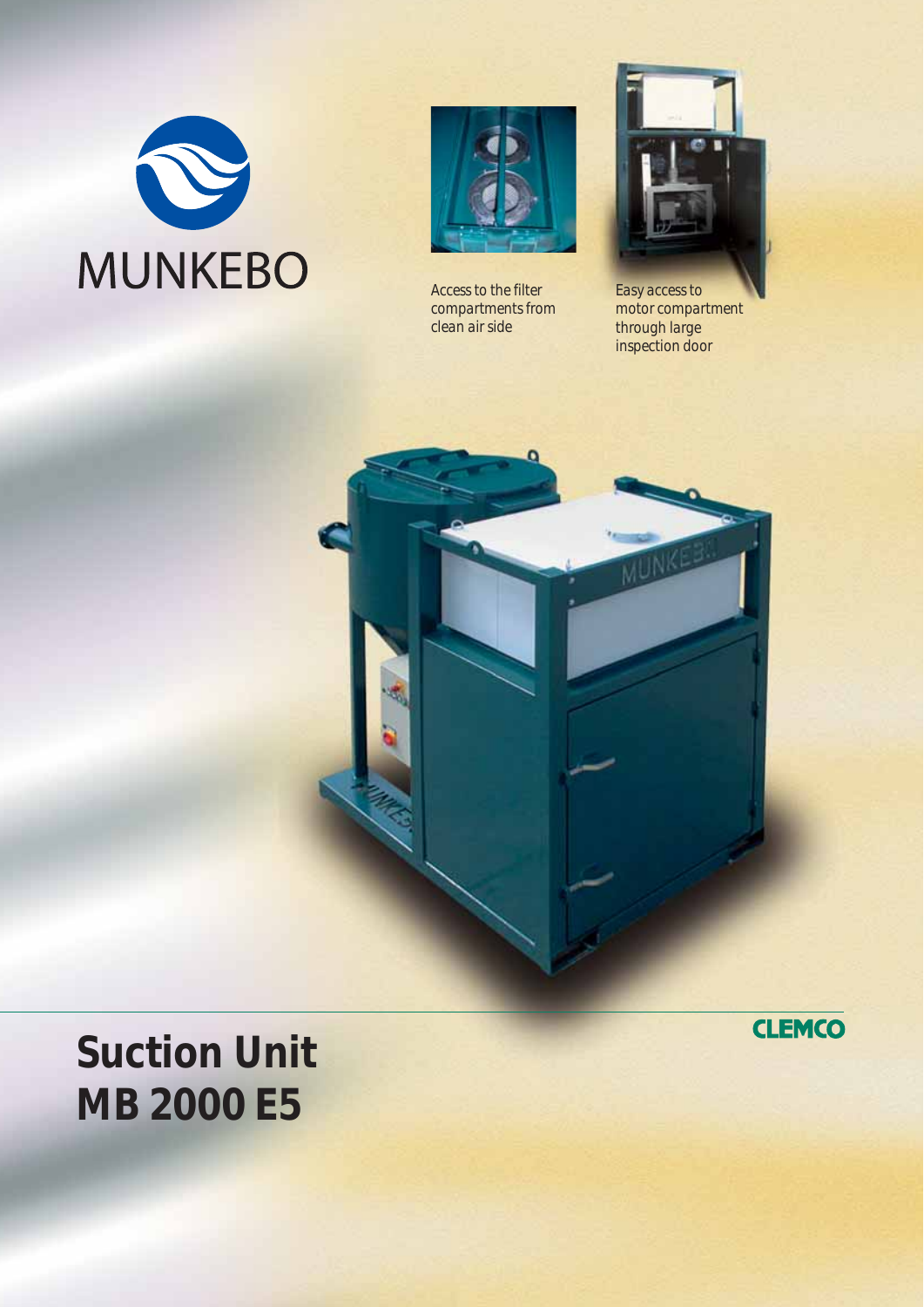MUNKEBO

Access to the filter compartments from clean air side

Easy access to motor compartment through large inspection door

# Suction Unit MB 2000 E5

CLEMCO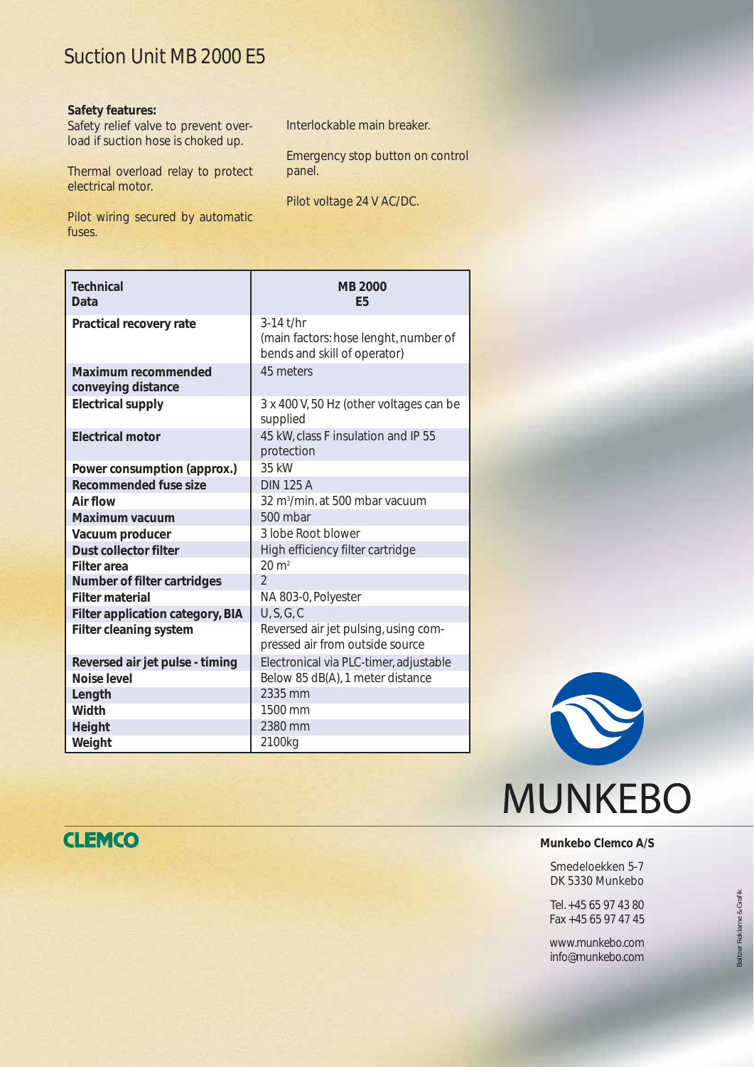# Suction Unit MB 2000 E5

**Safety features:**

Safety relief valve to prevent overload if suction hose is choked up.

Thermal overload relay to protect electrical motor.

Pilot wiring secured by automatic fuses.

Interlockable main breaker.

Emergency stop button on control panel.

Pilot voltage 24 V AC/DC.

| Technical Data | MB 2000 E5 |
|---|---|
| **Practical recovery rate** | 3-14 t/hr (main factors: hose lenght, number of bends and skill of operator) |
| **Maximum recommended conveying distance** | 45 meters |
| **Electrical supply** | 3 x 400 V, 50 Hz (other voltages can be supplied |
| **Electrical motor** | 45 kW, class F insulation and IP 55 protection |
| **Power consumption (approx.)** | 35 kW |
| **Recommended fuse size** | DIN 125 A |
| **Air flow** | 32 $m^3$/min. at 500 mbar vacuum |
| **Maximum vacuum** | 500 mbar |
| **Vacuum producer** | 3 lobe Root blower |
| **Dust collector filter** | High efficiency filter cartridge |
| **Filter area** | 20 $m^2$ |
| **Number of filter cartridges** | 2 |
| **Filter material** | NA 803-0, Polyester |
| **Filter application category, BIA** | U, S, G, C |
| **Filter cleaning system** | Reversed air jet pulsing, using compressed air from outside source |
| **Reversed air jet pulse - timing** | Electronical via PLC-timer, adjustable |
| **Noise level** | Below 85 dB(A), 1 meter distance |
| **Length** | 2335 mm |
| **Width** | 1500 mm |
| **Height** | 2380 mm |
| **Weight** | 2100kg |

CLEMCO

MUNKEBO

**Munkebo Clemco A/S**

Smedeloekken 5-7
DK 5330 Munkebo

Tel. +45 65 97 43 80
Fax +45 65 97 47 45

www.munkebo.com
info@munkebo.com

Baltzer Reklame & Grafik